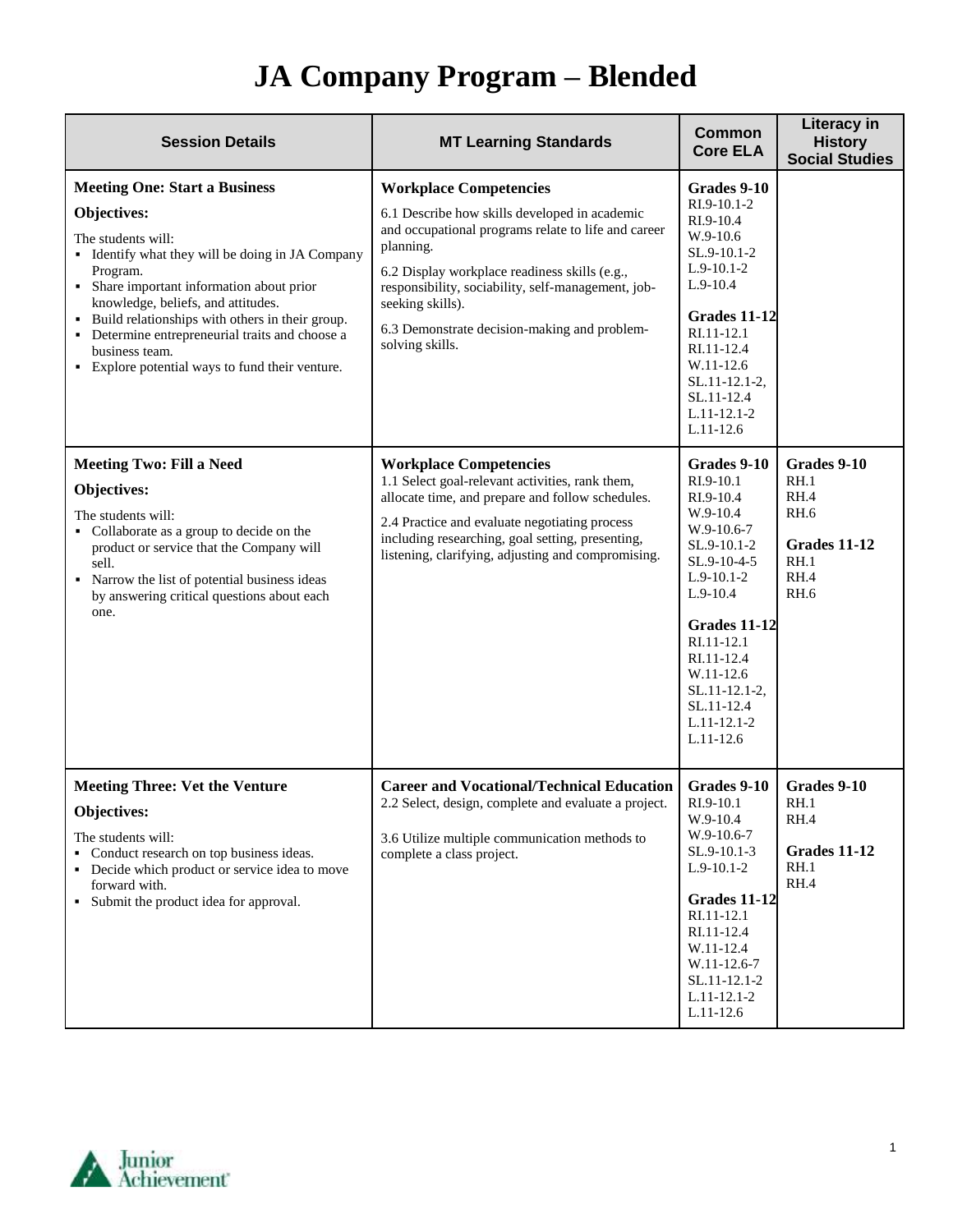# JA Company Program – Blended

| Session Details | MT Learning Standards | Common Core ELA | Literacy in History Social Studies |
|---|---|---|---|
| **Meeting One: Start a Business**<br><br>**Objectives:**<br><br>The students will:<br>▪ Identify what they will be doing in JA Company Program.<br>▪ Share important information about prior knowledge, beliefs, and attitudes.<br>▪ Build relationships with others in their group.<br>▪ Determine entrepreneurial traits and choose a business team.<br>▪ Explore potential ways to fund their venture. | **Workplace Competencies**<br><br>6.1 Describe how skills developed in academic and occupational programs relate to life and career planning.<br><br>6.2 Display workplace readiness skills (e.g., responsibility, sociability, self-management, job-seeking skills).<br><br>6.3 Demonstrate decision-making and problem-solving skills. | **Grades 9-10**<br>RI.9-10.1-2<br>RI.9-10.4<br>W.9-10.6<br>SL.9-10.1-2<br>L.9-10.1-2<br>L.9-10.4<br><br>**Grades 11-12**<br>RI.11-12.1<br>RI.11-12.4<br>W.11-12.6<br>SL.11-12.1-2,<br>SL.11-12.4<br>L.11-12.1-2<br>L.11-12.6 | |
| **Meeting Two: Fill a Need**<br><br>**Objectives:**<br><br>The students will:<br>▪ Collaborate as a group to decide on the product or service that the Company will sell.<br>▪ Narrow the list of potential business ideas by answering critical questions about each one. | **Workplace Competencies**<br>1.1 Select goal-relevant activities, rank them, allocate time, and prepare and follow schedules.<br><br>2.4 Practice and evaluate negotiating process including researching, goal setting, presenting, listening, clarifying, adjusting and compromising. | **Grades 9-10**<br>RI.9-10.1<br>RI.9-10.4<br>W.9-10.4<br>W.9-10.6-7<br>SL.9-10.1-2<br>SL.9-10-4-5<br>L.9-10.1-2<br>L.9-10.4<br><br>**Grades 11-12**<br>RI.11-12.1<br>RI.11-12.4<br>W.11-12.6<br>SL.11-12.1-2,<br>SL.11-12.4<br>L.11-12.1-2<br>L.11-12.6 | **Grades 9-10**<br>RH.1<br>RH.4<br>RH.6<br><br>**Grades 11-12**<br>RH.1<br>RH.4<br>RH.6 |
| **Meeting Three: Vet the Venture**<br><br>**Objectives:**<br><br>The students will:<br>▪ Conduct research on top business ideas.<br>▪ Decide which product or service idea to move forward with.<br>▪ Submit the product idea for approval. | **Career and Vocational/Technical Education**<br>2.2 Select, design, complete and evaluate a project.<br><br>3.6 Utilize multiple communication methods to complete a class project. | **Grades 9-10**<br>RI.9-10.1<br>W.9-10.4<br>W.9-10.6-7<br>SL.9-10.1-3<br>L.9-10.1-2<br><br>**Grades 11-12**<br>RI.11-12.1<br>RI.11-12.4<br>W.11-12.4<br>W.11-12.6-7<br>SL.11-12.1-2<br>L.11-12.1-2<br>L.11-12.6 | **Grades 9-10**<br>RH.1<br>RH.4<br><br>**Grades 11-12**<br>RH.1<br>RH.4 |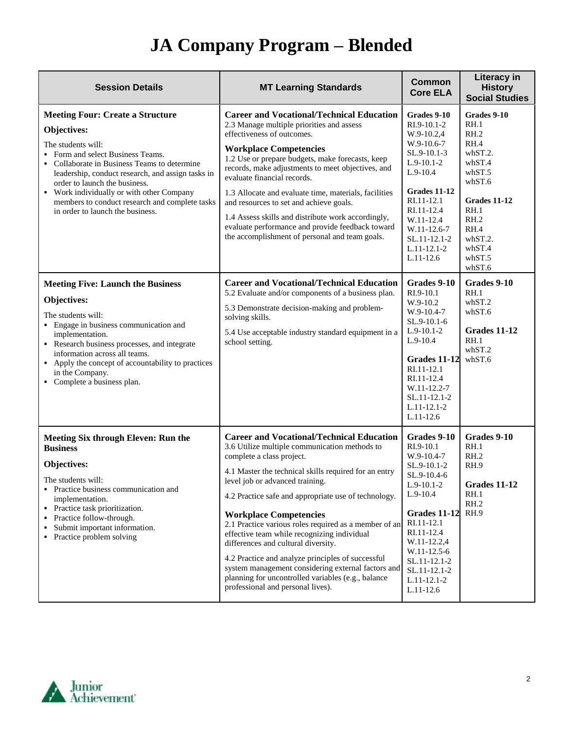# JA Company Program – Blended

| Session Details | MT Learning Standards | Common Core ELA | Literacy in History Social Studies |
|---|---|---|---|
| **Meeting Four: Create a Structure**<br><br>**Objectives:**<br><br>The students will:<br>▪ Form and select Business Teams.<br>▪ Collaborate in Business Teams to determine leadership, conduct research, and assign tasks in order to launch the business.<br>▪ Work individually or with other Company members to conduct research and complete tasks in order to launch the business. | **Career and Vocational/Technical Education**<br>2.3 Manage multiple priorities and assess effectiveness of outcomes.<br><br>**Workplace Competencies**<br>1.2 Use or prepare budgets, make forecasts, keep records, make adjustments to meet objectives, and evaluate financial records.<br><br>1.3 Allocate and evaluate time, materials, facilities and resources to set and achieve goals.<br><br>1.4 Assess skills and distribute work accordingly, evaluate performance and provide feedback toward the accomplishment of personal and team goals. | **Grades 9-10**<br>RI.9-10.1-2<br>W.9-10.2,4<br>W.9-10.6-7<br>SL.9-10.1-3<br>L.9-10.1-2<br>L.9-10.4<br><br>**Grades 11-12**<br>RI.11-12.1<br>RI.11-12.4<br>W.11-12.4<br>W.11-12.6-7<br>SL.11-12.1-2<br>L.11-12.1-2<br>L.11-12.6 | **Grades 9-10**<br>RH.1<br>RH.2<br>RH.4<br>whST.2.<br>whST.4<br>whST.5<br>whST.6<br><br>**Grades 11-12**<br>RH.1<br>RH.2<br>RH.4<br>whST.2.<br>whST.4<br>whST.5<br>whST.6 |
| **Meeting Five: Launch the Business**<br><br>**Objectives:**<br><br>The students will:<br>▪ Engage in business communication and implementation.<br>▪ Research business processes, and integrate information across all teams.<br>▪ Apply the concept of accountability to practices in the Company.<br>▪ Complete a business plan. | **Career and Vocational/Technical Education**<br>5.2 Evaluate and/or components of a business plan.<br><br>5.3 Demonstrate decision-making and problem-solving skills.<br><br>5.4 Use acceptable industry standard equipment in a school setting. | **Grades 9-10**<br>RI.9-10.1<br>W.9-10.2<br>W.9-10.4-7<br>SL.9-10.1-6<br>L.9-10.1-2<br>L.9-10.4<br><br>**Grades 11-12**<br>RI.11-12.1<br>RI.11-12.4<br>W.11-12.2-7<br>SL.11-12.1-2<br>L.11-12.1-2<br>L.11-12.6 | **Grades 9-10**<br>RH.1<br>whST.2<br>whST.6<br><br>**Grades 11-12**<br>RH.1<br>whST.2<br>whST.6 |
| **Meeting Six through Eleven: Run the Business**<br><br>**Objectives:**<br><br>The students will:<br>▪ Practice business communication and implementation.<br>▪ Practice task prioritization.<br>▪ Practice follow-through.<br>▪ Submit important information.<br>▪ Practice problem solving | **Career and Vocational/Technical Education**<br>3.6 Utilize multiple communication methods to complete a class project.<br><br>4.1 Master the technical skills required for an entry level job or advanced training.<br><br>4.2 Practice safe and appropriate use of technology.<br><br>**Workplace Competencies**<br>2.1 Practice various roles required as a member of an effective team while recognizing individual differences and cultural diversity.<br><br>4.2 Practice and analyze principles of successful system management considering external factors and planning for uncontrolled variables (e.g., balance professional and personal lives). | **Grades 9-10**<br>RI.9-10.1<br>W.9-10.4-7<br>SL.9-10.1-2<br>SL.9-10.4-6<br>L.9-10.1-2<br>L.9-10.4<br><br>**Grades 11-12**<br>RI.11-12.1<br>RI.11-12.4<br>W.11-12.2,4<br>W.11-12.5-6<br>SL.11-12.1-2<br>SL.11-12.1-2<br>L.11-12.1-2<br>L.11-12.6 | **Grades 9-10**<br>RH.1<br>RH.2<br>RH.9<br><br>**Grades 11-12**<br>RH.1<br>RH.2<br>RH.9 |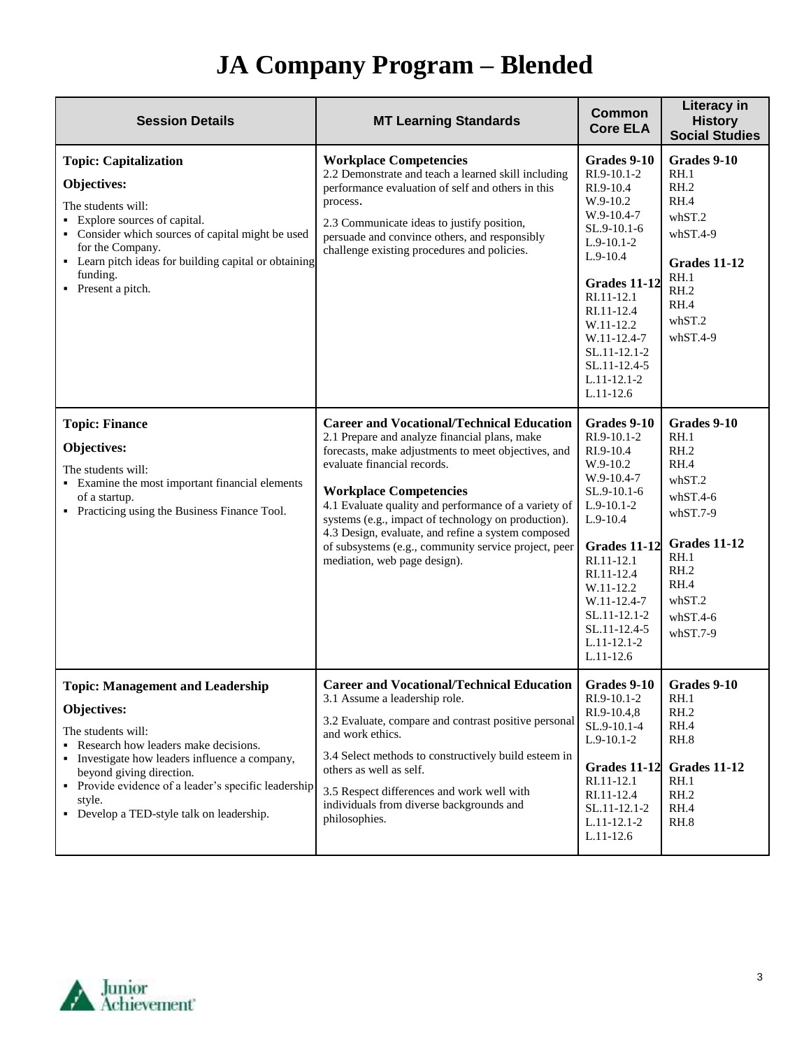# JA Company Program – Blended

| Session Details | MT Learning Standards | Common Core ELA | Literacy in History Social Studies |
|---|---|---|---|
| **Topic: Capitalization**<br><br>**Objectives:**<br><br>The students will:<br>▪ Explore sources of capital.<br>▪ Consider which sources of capital might be used for the Company.<br>▪ Learn pitch ideas for building capital or obtaining funding.<br>▪ Present a pitch. | **Workplace Competencies**<br>2.2 Demonstrate and teach a learned skill including performance evaluation of self and others in this process.<br><br>2.3 Communicate ideas to justify position, persuade and convince others, and responsibly challenge existing procedures and policies. | **Grades 9-10**<br>RI.9-10.1-2<br>RI.9-10.4<br>W.9-10.2<br>W.9-10.4-7<br>SL.9-10.1-6<br>L.9-10.1-2<br>L.9-10.4<br><br>**Grades 11-12**<br>RI.11-12.1<br>RI.11-12.4<br>W.11-12.2<br>W.11-12.4-7<br>SL.11-12.1-2<br>SL.11-12.4-5<br>L.11-12.1-2<br>L.11-12.6 | **Grades 9-10**<br>RH.1<br>RH.2<br>RH.4<br>whST.2<br>whST.4-9<br><br>**Grades 11-12**<br>RH.1<br>RH.2<br>RH.4<br>whST.2<br>whST.4-9 |
| **Topic: Finance**<br><br>**Objectives:**<br><br>The students will:<br>▪ Examine the most important financial elements of a startup.<br>▪ Practicing using the Business Finance Tool. | **Career and Vocational/Technical Education**<br>2.1 Prepare and analyze financial plans, make forecasts, make adjustments to meet objectives, and evaluate financial records.<br><br>**Workplace Competencies**<br>4.1 Evaluate quality and performance of a variety of systems (e.g., impact of technology on production).<br>4.3 Design, evaluate, and refine a system composed of subsystems (e.g., community service project, peer mediation, web page design). | **Grades 9-10**<br>RI.9-10.1-2<br>RI.9-10.4<br>W.9-10.2<br>W.9-10.4-7<br>SL.9-10.1-6<br>L.9-10.1-2<br>L.9-10.4<br><br>**Grades 11-12**<br>RI.11-12.1<br>RI.11-12.4<br>W.11-12.2<br>W.11-12.4-7<br>SL.11-12.1-2<br>SL.11-12.4-5<br>L.11-12.1-2<br>L.11-12.6 | **Grades 9-10**<br>RH.1<br>RH.2<br>RH.4<br>whST.2<br>whST.4-6<br>whST.7-9<br><br>**Grades 11-12**<br>RH.1<br>RH.2<br>RH.4<br>whST.2<br>whST.4-6<br>whST.7-9 |
| **Topic: Management and Leadership**<br><br>**Objectives:**<br><br>The students will:<br>▪ Research how leaders make decisions.<br>▪ Investigate how leaders influence a company, beyond giving direction.<br>▪ Provide evidence of a leader's specific leadership style.<br>▪ Develop a TED-style talk on leadership. | **Career and Vocational/Technical Education**<br>3.1 Assume a leadership role.<br><br>3.2 Evaluate, compare and contrast positive personal and work ethics.<br><br>3.4 Select methods to constructively build esteem in others as well as self.<br><br>3.5 Respect differences and work well with individuals from diverse backgrounds and philosophies. | **Grades 9-10**<br>RI.9-10.1-2<br>RI.9-10.4,8<br>SL.9-10.1-4<br>L.9-10.1-2<br><br>**Grades 11-12**<br>RI.11-12.1<br>RI.11-12.4<br>SL.11-12.1-2<br>L.11-12.1-2<br>L.11-12.6 | **Grades 9-10**<br>RH.1<br>RH.2<br>RH.4<br>RH.8<br><br>**Grades 11-12**<br>RH.1<br>RH.2<br>RH.4<br>RH.8 |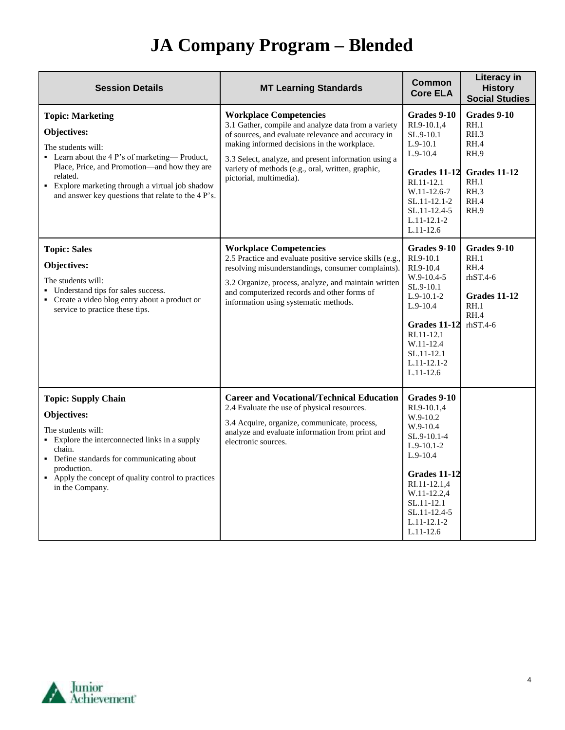# JA Company Program – Blended

| Session Details | MT Learning Standards | Common Core ELA | Literacy in History Social Studies |
|---|---|---|---|
| **Topic: Marketing**<br>**Objectives:**<br>The students will:<br>▪ Learn about the 4 P's of marketing— Product, Place, Price, and Promotion—and how they are related.<br>▪ Explore marketing through a virtual job shadow and answer key questions that relate to the 4 P's. | **Workplace Competencies**<br>3.1 Gather, compile and analyze data from a variety of sources, and evaluate relevance and accuracy in making informed decisions in the workplace.<br>3.3 Select, analyze, and present information using a variety of methods (e.g., oral, written, graphic, pictorial, multimedia). | **Grades 9-10**<br>RI.9-10.1,4<br>SL.9-10.1<br>L.9-10.1<br>L.9-10.4<br>**Grades 11-12**<br>RI.11-12.1<br>W.11-12.6-7<br>SL.11-12.1-2<br>SL.11-12.4-5<br>L.11-12.1-2<br>L.11-12.6 | **Grades 9-10**<br>RH.1<br>RH.3<br>RH.4<br>RH.9<br>**Grades 11-12**<br>RH.1<br>RH.3<br>RH.4<br>RH.9 |
| **Topic: Sales**<br>**Objectives:**<br>The students will:<br>▪ Understand tips for sales success.<br>▪ Create a video blog entry about a product or service to practice these tips. | **Workplace Competencies**<br>2.5 Practice and evaluate positive service skills (e.g., resolving misunderstandings, consumer complaints).<br>3.2 Organize, process, analyze, and maintain written and computerized records and other forms of information using systematic methods. | **Grades 9-10**<br>RI.9-10.1<br>RI.9-10.4<br>W.9-10.4-5<br>SL.9-10.1<br>L.9-10.1-2<br>L.9-10.4<br>**Grades 11-12**<br>RI.11-12.1<br>W.11-12.4<br>SL.11-12.1<br>L.11-12.1-2<br>L.11-12.6 | **Grades 9-10**<br>RH.1<br>RH.4<br>rhST.4-6<br>**Grades 11-12**<br>RH.1<br>RH.4<br>rhST.4-6 |
| **Topic: Supply Chain**<br>**Objectives:**<br>The students will:<br>▪ Explore the interconnected links in a supply chain.<br>▪ Define standards for communicating about production.<br>▪ Apply the concept of quality control to practices in the Company. | **Career and Vocational/Technical Education**<br>2.4 Evaluate the use of physical resources.<br>3.4 Acquire, organize, communicate, process, analyze and evaluate information from print and electronic sources. | **Grades 9-10**<br>RI.9-10.1,4<br>W.9-10.2<br>W.9-10.4<br>SL.9-10.1-4<br>L.9-10.1-2<br>L.9-10.4<br>**Grades 11-12**<br>RI.11-12.1,4<br>W.11-12.2,4<br>SL.11-12.1<br>SL.11-12.4-5<br>L.11-12.1-2<br>L.11-12.6 | |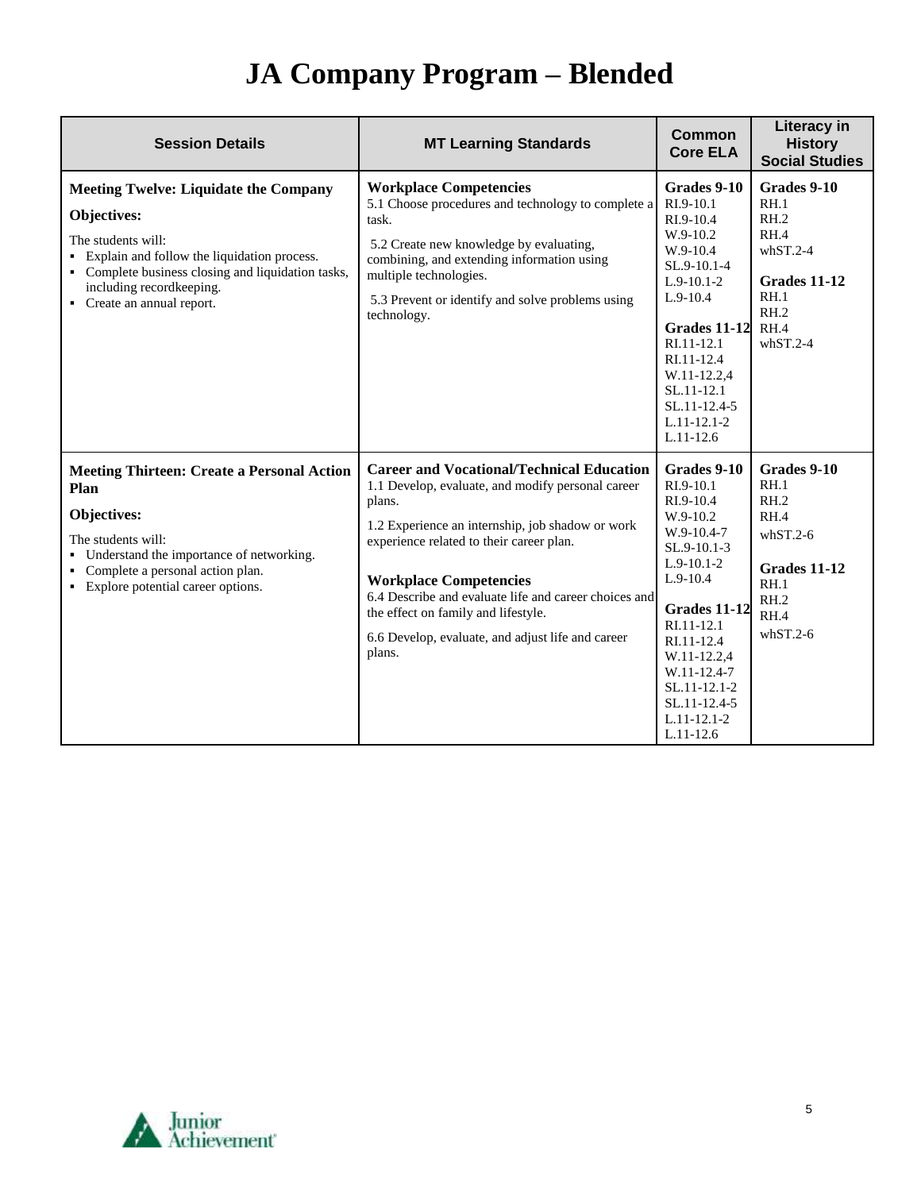# JA Company Program – Blended

| Session Details | MT Learning Standards | Common Core ELA | Literacy in History Social Studies |
|---|---|---|---|
| **Meeting Twelve: Liquidate the Company**<br><br>**Objectives:**<br><br>The students will:<br>▪ Explain and follow the liquidation process.<br>▪ Complete business closing and liquidation tasks, including recordkeeping.<br>▪ Create an annual report. | **Workplace Competencies**<br>5.1 Choose procedures and technology to complete a task.<br><br>5.2 Create new knowledge by evaluating, combining, and extending information using multiple technologies.<br><br>5.3 Prevent or identify and solve problems using technology. | **Grades 9-10**<br>RI.9-10.1<br>RI.9-10.4<br>W.9-10.2<br>W.9-10.4<br>SL.9-10.1-4<br>L.9-10.1-2<br>L.9-10.4<br><br>**Grades 11-12**<br>RI.11-12.1<br>RI.11-12.4<br>W.11-12.2,4<br>SL.11-12.1<br>SL.11-12.4-5<br>L.11-12.1-2<br>L.11-12.6 | **Grades 9-10**<br>RH.1<br>RH.2<br>RH.4<br>whST.2-4<br><br>**Grades 11-12**<br>RH.1<br>RH.2<br>RH.4<br>whST.2-4 |
| **Meeting Thirteen: Create a Personal Action Plan**<br><br>**Objectives:**<br><br>The students will:<br>▪ Understand the importance of networking.<br>▪ Complete a personal action plan.<br>▪ Explore potential career options. | **Career and Vocational/Technical Education**<br>1.1 Develop, evaluate, and modify personal career plans.<br><br>1.2 Experience an internship, job shadow or work experience related to their career plan.<br><br>**Workplace Competencies**<br>6.4 Describe and evaluate life and career choices and the effect on family and lifestyle.<br><br>6.6 Develop, evaluate, and adjust life and career plans. | **Grades 9-10**<br>RI.9-10.1<br>RI.9-10.4<br>W.9-10.2<br>W.9-10.4-7<br>SL.9-10.1-3<br>L.9-10.1-2<br>L.9-10.4<br><br>**Grades 11-12**<br>RI.11-12.1<br>RI.11-12.4<br>W.11-12.2,4<br>W.11-12.4-7<br>SL.11-12.1-2<br>SL.11-12.4-5<br>L.11-12.1-2<br>L.11-12.6 | **Grades 9-10**<br>RH.1<br>RH.2<br>RH.4<br>whST.2-6<br><br>**Grades 11-12**<br>RH.1<br>RH.2<br>RH.4<br>whST.2-6 |